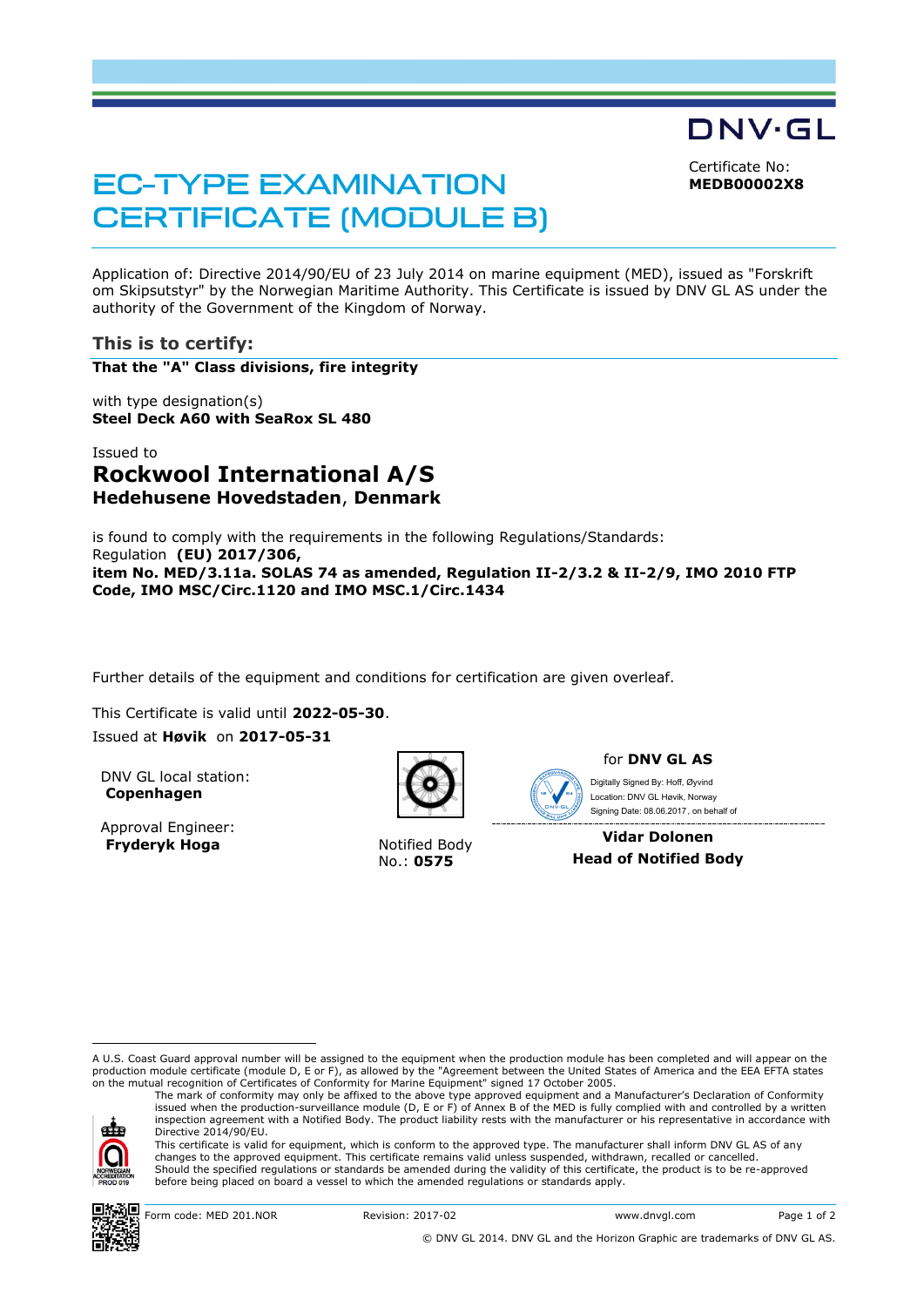DNV·GL

# EC-TYPE EXAMINATION CERTIFICATE (MODULE B)

Certificate No:
**MEDB00002X8**

Application of: Directive 2014/90/EU of 23 July 2014 on marine equipment (MED), issued as "Forskrift om Skipsutstyr" by the Norwegian Maritime Authority. This Certificate is issued by DNV GL AS under the authority of the Government of the Kingdom of Norway.

## This is to certify:

**That the "A" Class divisions, fire integrity**

with type designation(s)
**Steel Deck A60 with SeaRox SL 480**

Issued to
## Rockwool International A/S
**Hedehusene Hovedstaden**, **Denmark**

is found to comply with the requirements in the following Regulations/Standards:
Regulation **(EU) 2017/306,**
**item No. MED/3.11a. SOLAS 74 as amended, Regulation II-2/3.2 & II-2/9, IMO 2010 FTP Code, IMO MSC/Circ.1120 and IMO MSC.1/Circ.1434**

Further details of the equipment and conditions for certification are given overleaf.

This Certificate is valid until **2022-05-30**.
Issued at **Høvik** on **2017-05-31**

DNV GL local station:
**Copenhagen**

Approval Engineer:
**Fryderyk Hoga**

Notified Body
No.: **0575**

for **DNV GL AS**

Digitally Signed By: Hoff, Øyvind
Location: DNV GL Høvik, Norway
Signing Date: 08.06.2017 , on behalf of

**Vidar Dolonen**
**Head of Notified Body**

---

A U.S. Coast Guard approval number will be assigned to the equipment when the production module has been completed and will appear on the production module certificate (module D, E or F), as allowed by the "Agreement between the United States of America and the EEA EFTA states on the mutual recognition of Certificates of Conformity for Marine Equipment" signed 17 October 2005.

The mark of conformity may only be affixed to the above type approved equipment and a Manufacturer's Declaration of Conformity issued when the production-surveillance module (D, E or F) of Annex B of the MED is fully complied with and controlled by a written inspection agreement with a Notified Body. The product liability rests with the manufacturer or his representative in accordance with Directive 2014/90/EU.

This certificate is valid for equipment, which is conform to the approved type. The manufacturer shall inform DNV GL AS of any changes to the approved equipment. This certificate remains valid unless suspended, withdrawn, recalled or cancelled.
Should the specified regulations or standards be amended during the validity of this certificate, the product is to be re-approved before being placed on board a vessel to which the amended regulations or standards apply.

Form code: MED 201.NOR Revision: 2017-02 www.dnvgl.com

© DNV GL 2014. DNV GL and the Horizon Graphic are trademarks of DNV GL AS.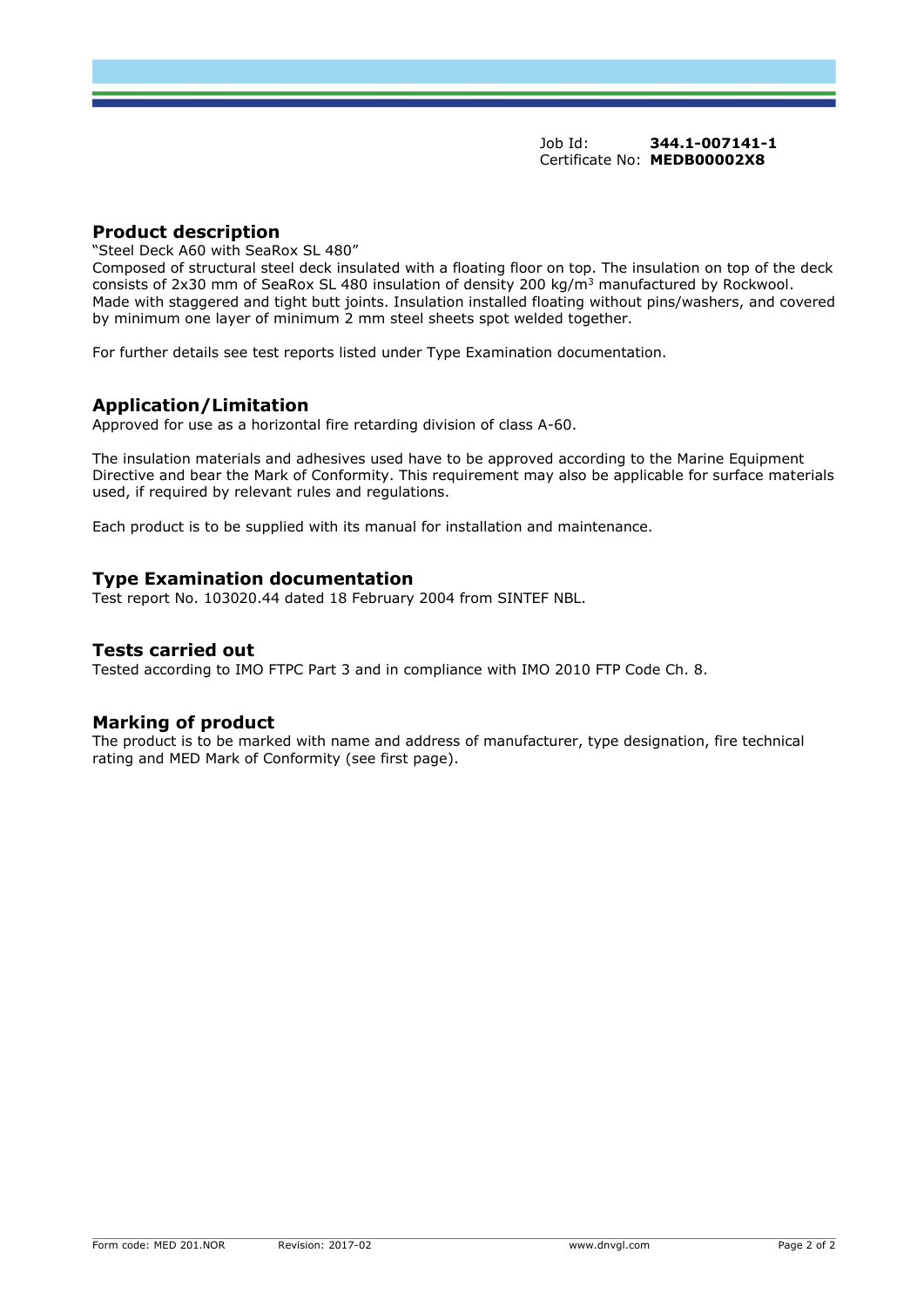Job Id: **344.1-007141-1**
Certificate No: **MEDB00002X8**

## Product description

"Steel Deck A60 with SeaRox SL 480"
Composed of structural steel deck insulated with a floating floor on top. The insulation on top of the deck consists of 2x30 mm of SeaRox SL 480 insulation of density 200 kg/m$^3$ manufactured by Rockwool. Made with staggered and tight butt joints. Insulation installed floating without pins/washers, and covered by minimum one layer of minimum 2 mm steel sheets spot welded together.

For further details see test reports listed under Type Examination documentation.

## Application/Limitation

Approved for use as a horizontal fire retarding division of class A-60.

The insulation materials and adhesives used have to be approved according to the Marine Equipment Directive and bear the Mark of Conformity. This requirement may also be applicable for surface materials used, if required by relevant rules and regulations.

Each product is to be supplied with its manual for installation and maintenance.

## Type Examination documentation

Test report No. 103020.44 dated 18 February 2004 from SINTEF NBL.

## Tests carried out

Tested according to IMO FTPC Part 3 and in compliance with IMO 2010 FTP Code Ch. 8.

## Marking of product

The product is to be marked with name and address of manufacturer, type designation, fire technical rating and MED Mark of Conformity (see first page).

Form code: MED 201.NOR Revision: 2017-02 www.dnvgl.com